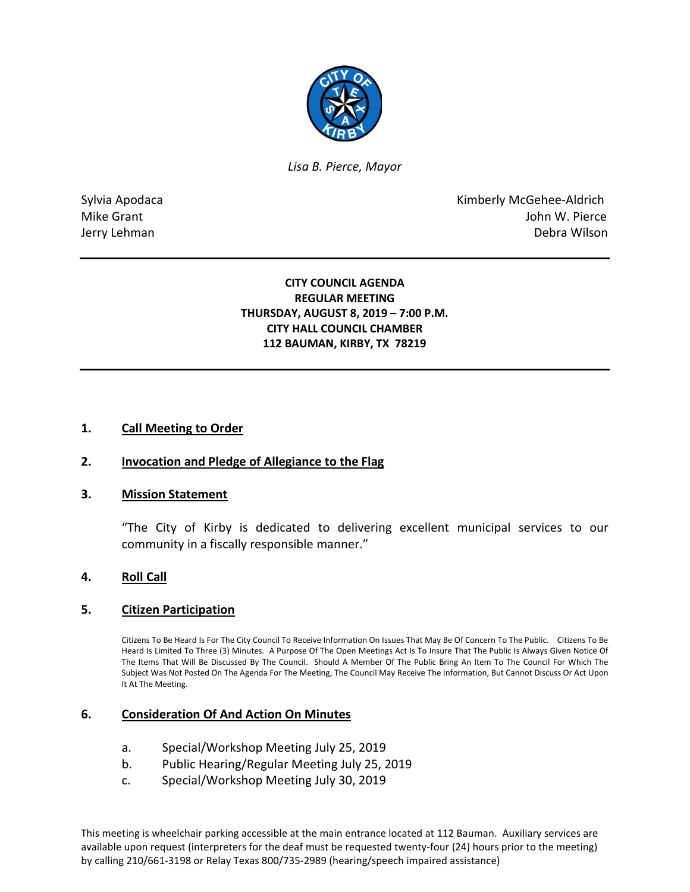*Lisa B. Pierce, Mayor*

Sylvia Apodaca
Mike Grant
Jerry Lehman

Kimberly McGehee-Aldrich
John W. Pierce
Debra Wilson

**CITY COUNCIL AGENDA**
**REGULAR MEETING**
**THURSDAY, AUGUST 8, 2019 – 7:00 P.M.**
**CITY HALL COUNCIL CHAMBER**
**112 BAUMAN, KIRBY, TX 78219**

## 1. Call Meeting to Order

## 2. Invocation and Pledge of Allegiance to the Flag

## 3. Mission Statement

"The City of Kirby is dedicated to delivering excellent municipal services to our community in a fiscally responsible manner."

## 4. Roll Call

## 5. Citizen Participation

Citizens To Be Heard Is For The City Council To Receive Information On Issues That May Be Of Concern To The Public. Citizens To Be Heard Is Limited To Three (3) Minutes. A Purpose Of The Open Meetings Act Is To Insure That The Public Is Always Given Notice Of The Items That Will Be Discussed By The Council. Should A Member Of The Public Bring An Item To The Council For Which The Subject Was Not Posted On The Agenda For The Meeting, The Council May Receive The Information, But Cannot Discuss Or Act Upon It At The Meeting.

## 6. Consideration Of And Action On Minutes

a. Special/Workshop Meeting July 25, 2019
b. Public Hearing/Regular Meeting July 25, 2019
c. Special/Workshop Meeting July 30, 2019

This meeting is wheelchair parking accessible at the main entrance located at 112 Bauman. Auxiliary services are available upon request (interpreters for the deaf must be requested twenty-four (24) hours prior to the meeting) by calling 210/661-3198 or Relay Texas 800/735-2989 (hearing/speech impaired assistance)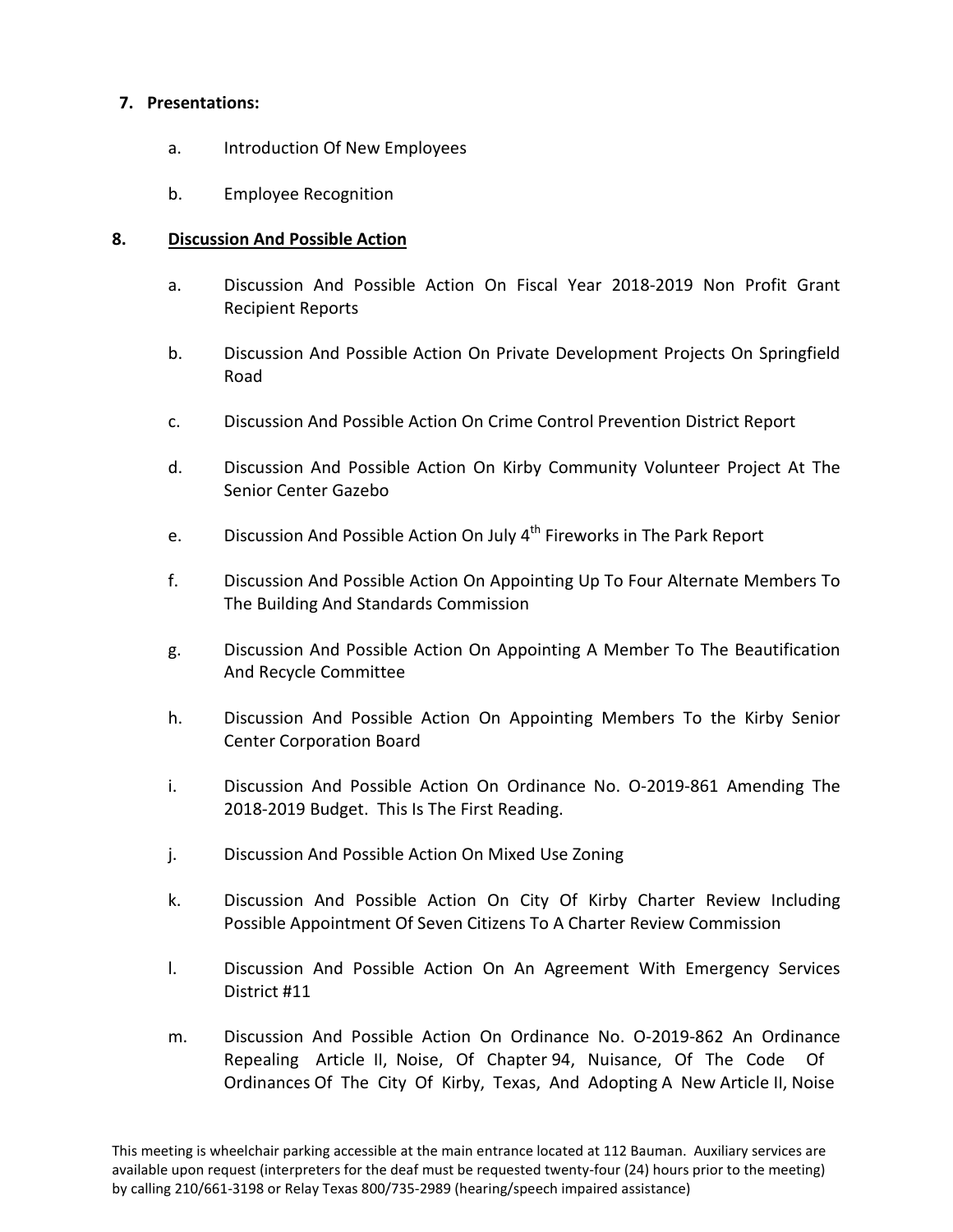**7. Presentations:**

a. Introduction Of New Employees

b. Employee Recognition

**8. Discussion And Possible Action**

a. Discussion And Possible Action On Fiscal Year 2018-2019 Non Profit Grant Recipient Reports

b. Discussion And Possible Action On Private Development Projects On Springfield Road

c. Discussion And Possible Action On Crime Control Prevention District Report

d. Discussion And Possible Action On Kirby Community Volunteer Project At The Senior Center Gazebo

e. Discussion And Possible Action On July 4th Fireworks in The Park Report

f. Discussion And Possible Action On Appointing Up To Four Alternate Members To The Building And Standards Commission

g. Discussion And Possible Action On Appointing A Member To The Beautification And Recycle Committee

h. Discussion And Possible Action On Appointing Members To the Kirby Senior Center Corporation Board

i. Discussion And Possible Action On Ordinance No. O-2019-861 Amending The 2018-2019 Budget. This Is The First Reading.

j. Discussion And Possible Action On Mixed Use Zoning

k. Discussion And Possible Action On City Of Kirby Charter Review Including Possible Appointment Of Seven Citizens To A Charter Review Commission

l. Discussion And Possible Action On An Agreement With Emergency Services District #11

m. Discussion And Possible Action On Ordinance No. O-2019-862 An Ordinance Repealing Article II, Noise, Of Chapter 94, Nuisance, Of The Code Of Ordinances Of The City Of Kirby, Texas, And Adopting A New Article II, Noise

This meeting is wheelchair parking accessible at the main entrance located at 112 Bauman. Auxiliary services are available upon request (interpreters for the deaf must be requested twenty-four (24) hours prior to the meeting) by calling 210/661-3198 or Relay Texas 800/735-2989 (hearing/speech impaired assistance)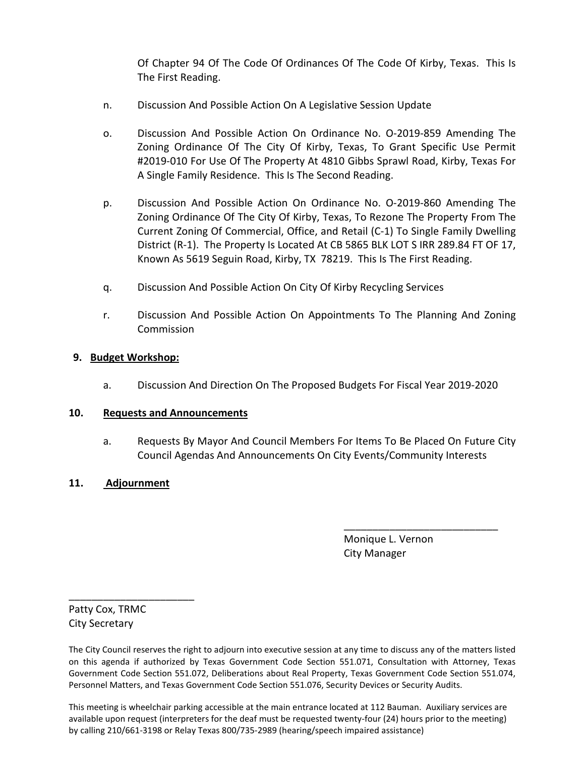Of Chapter 94 Of The Code Of Ordinances Of The Code Of Kirby, Texas. This Is The First Reading.

n. Discussion And Possible Action On A Legislative Session Update

o. Discussion And Possible Action On Ordinance No. O-2019-859 Amending The Zoning Ordinance Of The City Of Kirby, Texas, To Grant Specific Use Permit #2019-010 For Use Of The Property At 4810 Gibbs Sprawl Road, Kirby, Texas For A Single Family Residence. This Is The Second Reading.

p. Discussion And Possible Action On Ordinance No. O-2019-860 Amending The Zoning Ordinance Of The City Of Kirby, Texas, To Rezone The Property From The Current Zoning Of Commercial, Office, and Retail (C-1) To Single Family Dwelling District (R-1). The Property Is Located At CB 5865 BLK LOT S IRR 289.84 FT OF 17, Known As 5619 Seguin Road, Kirby, TX 78219. This Is The First Reading.

q. Discussion And Possible Action On City Of Kirby Recycling Services

r. Discussion And Possible Action On Appointments To The Planning And Zoning Commission

## 9. Budget Workshop:

a. Discussion And Direction On The Proposed Budgets For Fiscal Year 2019-2020

## 10. Requests and Announcements

a. Requests By Mayor And Council Members For Items To Be Placed On Future City Council Agendas And Announcements On City Events/Community Interests

## 11. Adjournment

___________________________
Monique L. Vernon
City Manager

______________________
Patty Cox, TRMC
City Secretary

The City Council reserves the right to adjourn into executive session at any time to discuss any of the matters listed on this agenda if authorized by Texas Government Code Section 551.071, Consultation with Attorney, Texas Government Code Section 551.072, Deliberations about Real Property, Texas Government Code Section 551.074, Personnel Matters, and Texas Government Code Section 551.076, Security Devices or Security Audits.

This meeting is wheelchair parking accessible at the main entrance located at 112 Bauman. Auxiliary services are available upon request (interpreters for the deaf must be requested twenty-four (24) hours prior to the meeting) by calling 210/661-3198 or Relay Texas 800/735-2989 (hearing/speech impaired assistance)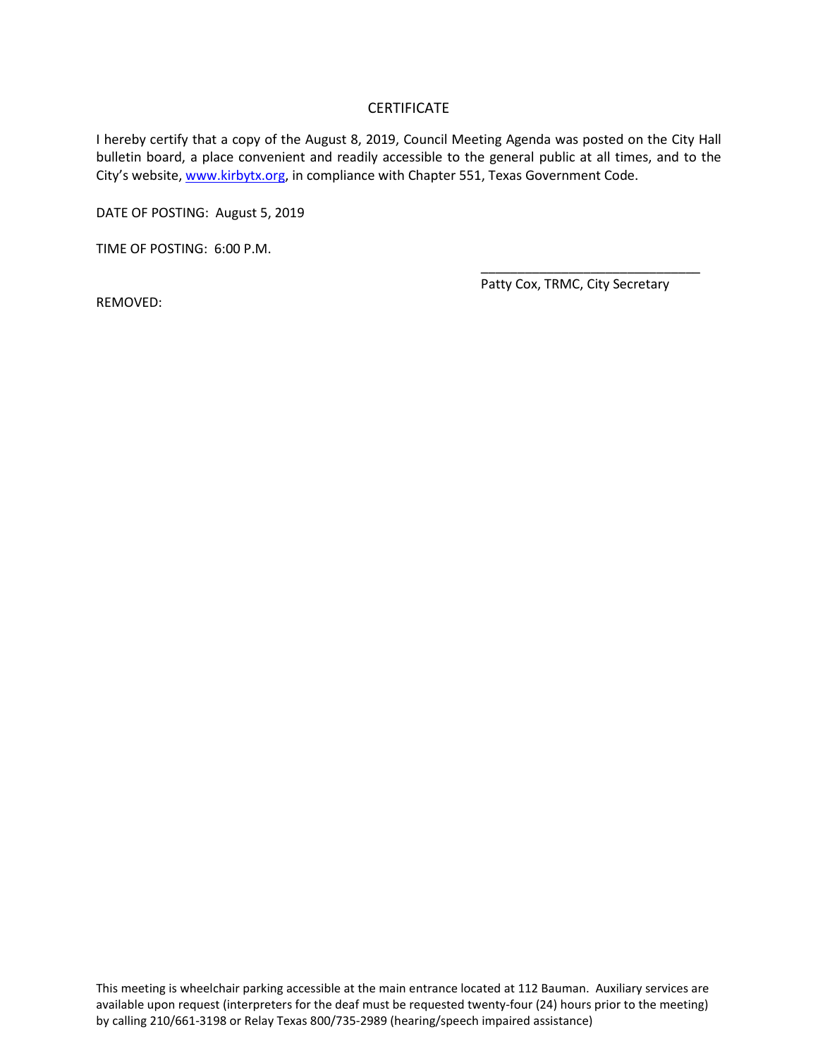# CERTIFICATE

I hereby certify that a copy of the August 8, 2019, Council Meeting Agenda was posted on the City Hall bulletin board, a place convenient and readily accessible to the general public at all times, and to the City's website, www.kirbytx.org, in compliance with Chapter 551, Texas Government Code.

DATE OF POSTING: August 5, 2019

TIME OF POSTING: 6:00 P.M.

\_\_\_\_\_\_\_\_\_\_\_\_\_\_\_\_\_\_\_\_\_\_\_\_\_\_\_\_\_\_

Patty Cox, TRMC, City Secretary

REMOVED:

This meeting is wheelchair parking accessible at the main entrance located at 112 Bauman. Auxiliary services are available upon request (interpreters for the deaf must be requested twenty-four (24) hours prior to the meeting) by calling 210/661-3198 or Relay Texas 800/735-2989 (hearing/speech impaired assistance)